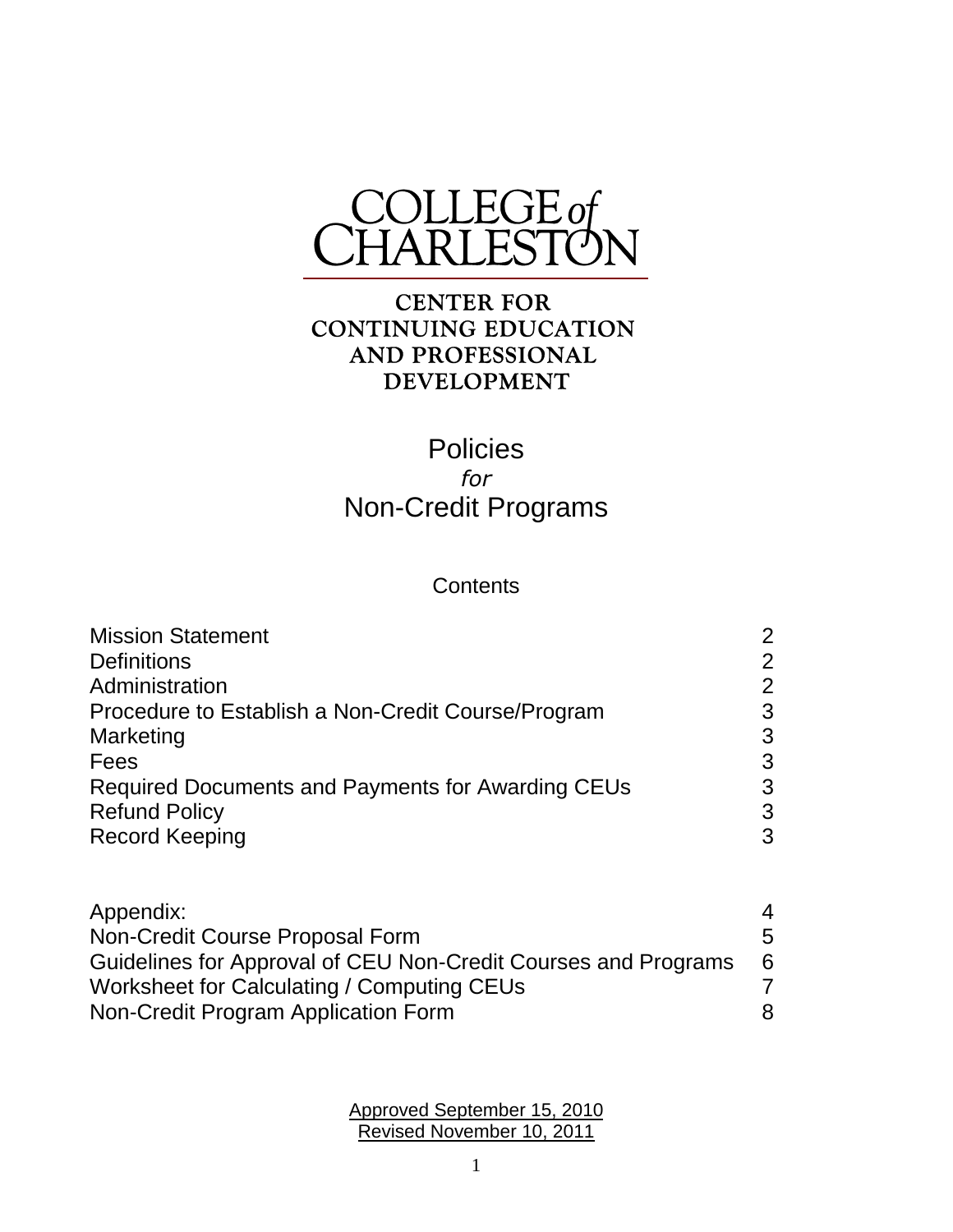# COLLEGE of CHARLESTON

## CENTER FOR CONTINUING EDUCATION AND PROFESSIONAL DEVELOPMENT

# Policies *for* Non-Credit Programs

### Contents

| | |
|---|---|
| Mission Statement | 2 |
| Definitions | 2 |
| Administration | 2 |
| Procedure to Establish a Non-Credit Course/Program | 3 |
| Marketing | 3 |
| Fees | 3 |
| Required Documents and Payments for Awarding CEUs | 3 |
| Refund Policy | 3 |
| Record Keeping | 3 |

| | |
|---|---|
| Appendix: | 4 |
| Non-Credit Course Proposal Form | 5 |
| Guidelines for Approval of CEU Non-Credit Courses and Programs | 6 |
| Worksheet for Calculating / Computing CEUs | 7 |
| Non-Credit Program Application Form | 8 |

Approved September 15, 2010
Revised November 10, 2011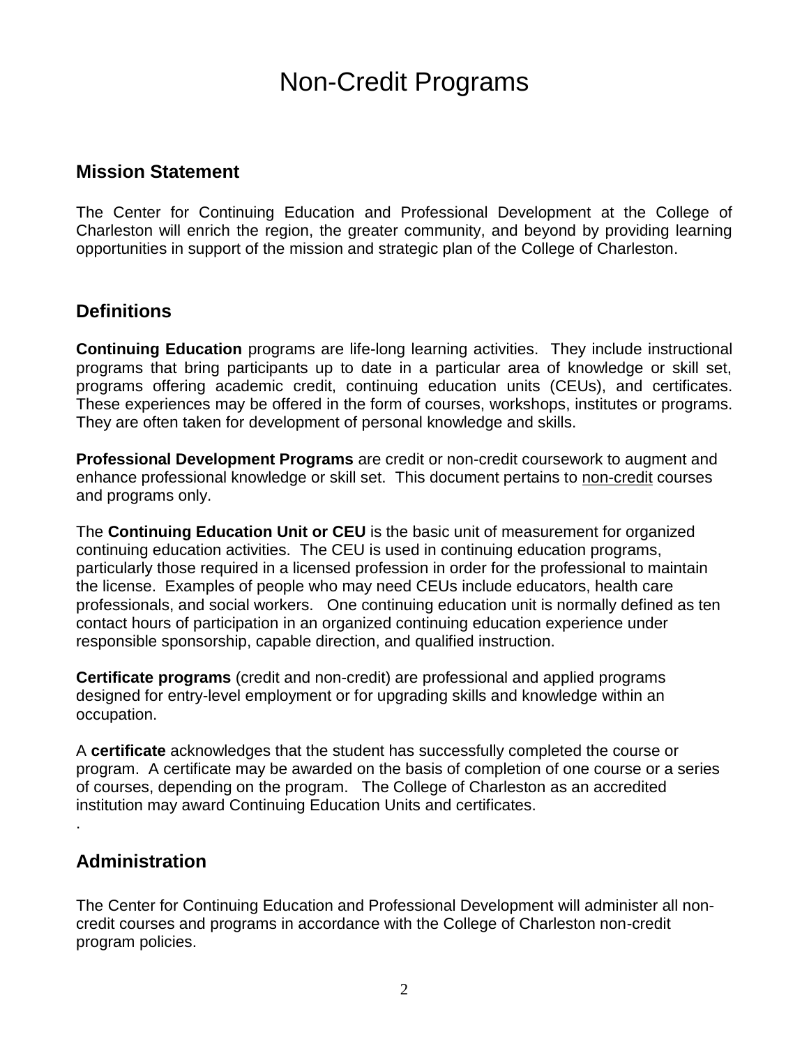# Non-Credit Programs

## Mission Statement

The Center for Continuing Education and Professional Development at the College of Charleston will enrich the region, the greater community, and beyond by providing learning opportunities in support of the mission and strategic plan of the College of Charleston.

## Definitions

**Continuing Education** programs are life-long learning activities. They include instructional programs that bring participants up to date in a particular area of knowledge or skill set, programs offering academic credit, continuing education units (CEUs), and certificates. These experiences may be offered in the form of courses, workshops, institutes or programs. They are often taken for development of personal knowledge and skills.

**Professional Development Programs** are credit or non-credit coursework to augment and enhance professional knowledge or skill set. This document pertains to non-credit courses and programs only.

The **Continuing Education Unit or CEU** is the basic unit of measurement for organized continuing education activities. The CEU is used in continuing education programs, particularly those required in a licensed profession in order for the professional to maintain the license. Examples of people who may need CEUs include educators, health care professionals, and social workers. One continuing education unit is normally defined as ten contact hours of participation in an organized continuing education experience under responsible sponsorship, capable direction, and qualified instruction.

**Certificate programs** (credit and non-credit) are professional and applied programs designed for entry-level employment or for upgrading skills and knowledge within an occupation.

A **certificate** acknowledges that the student has successfully completed the course or program. A certificate may be awarded on the basis of completion of one course or a series of courses, depending on the program. The College of Charleston as an accredited institution may award Continuing Education Units and certificates.

## Administration

The Center for Continuing Education and Professional Development will administer all non-credit courses and programs in accordance with the College of Charleston non-credit program policies.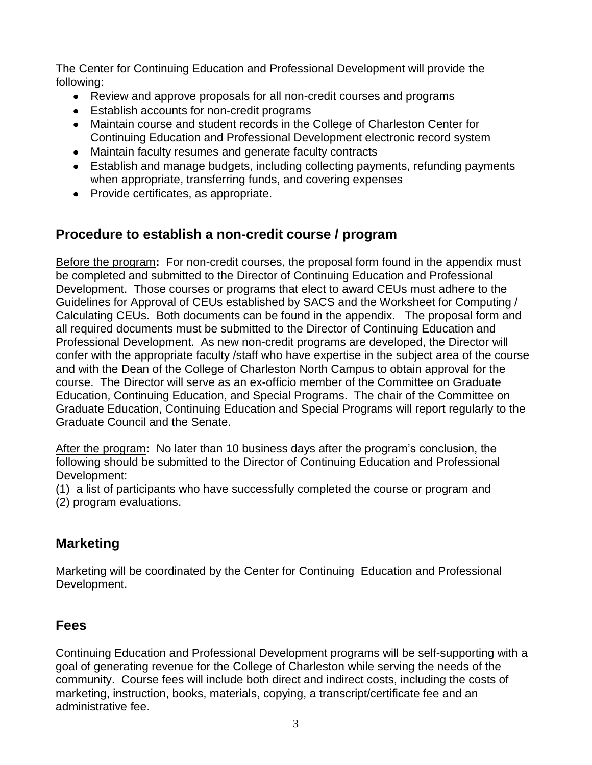The Center for Continuing Education and Professional Development will provide the following:

- Review and approve proposals for all non-credit courses and programs
- Establish accounts for non-credit programs
- Maintain course and student records in the College of Charleston Center for Continuing Education and Professional Development electronic record system
- Maintain faculty resumes and generate faculty contracts
- Establish and manage budgets, including collecting payments, refunding payments when appropriate, transferring funds, and covering expenses
- Provide certificates, as appropriate.

## Procedure to establish a non-credit course / program

Before the program**:** For non-credit courses, the proposal form found in the appendix must be completed and submitted to the Director of Continuing Education and Professional Development. Those courses or programs that elect to award CEUs must adhere to the Guidelines for Approval of CEUs established by SACS and the Worksheet for Computing / Calculating CEUs. Both documents can be found in the appendix. The proposal form and all required documents must be submitted to the Director of Continuing Education and Professional Development. As new non-credit programs are developed, the Director will confer with the appropriate faculty /staff who have expertise in the subject area of the course and with the Dean of the College of Charleston North Campus to obtain approval for the course. The Director will serve as an ex-officio member of the Committee on Graduate Education, Continuing Education, and Special Programs. The chair of the Committee on Graduate Education, Continuing Education and Special Programs will report regularly to the Graduate Council and the Senate.

After the program**:** No later than 10 business days after the program's conclusion, the following should be submitted to the Director of Continuing Education and Professional Development:

(1) a list of participants who have successfully completed the course or program and
(2) program evaluations.

## Marketing

Marketing will be coordinated by the Center for Continuing Education and Professional Development.

## Fees

Continuing Education and Professional Development programs will be self-supporting with a goal of generating revenue for the College of Charleston while serving the needs of the community. Course fees will include both direct and indirect costs, including the costs of marketing, instruction, books, materials, copying, a transcript/certificate fee and an administrative fee.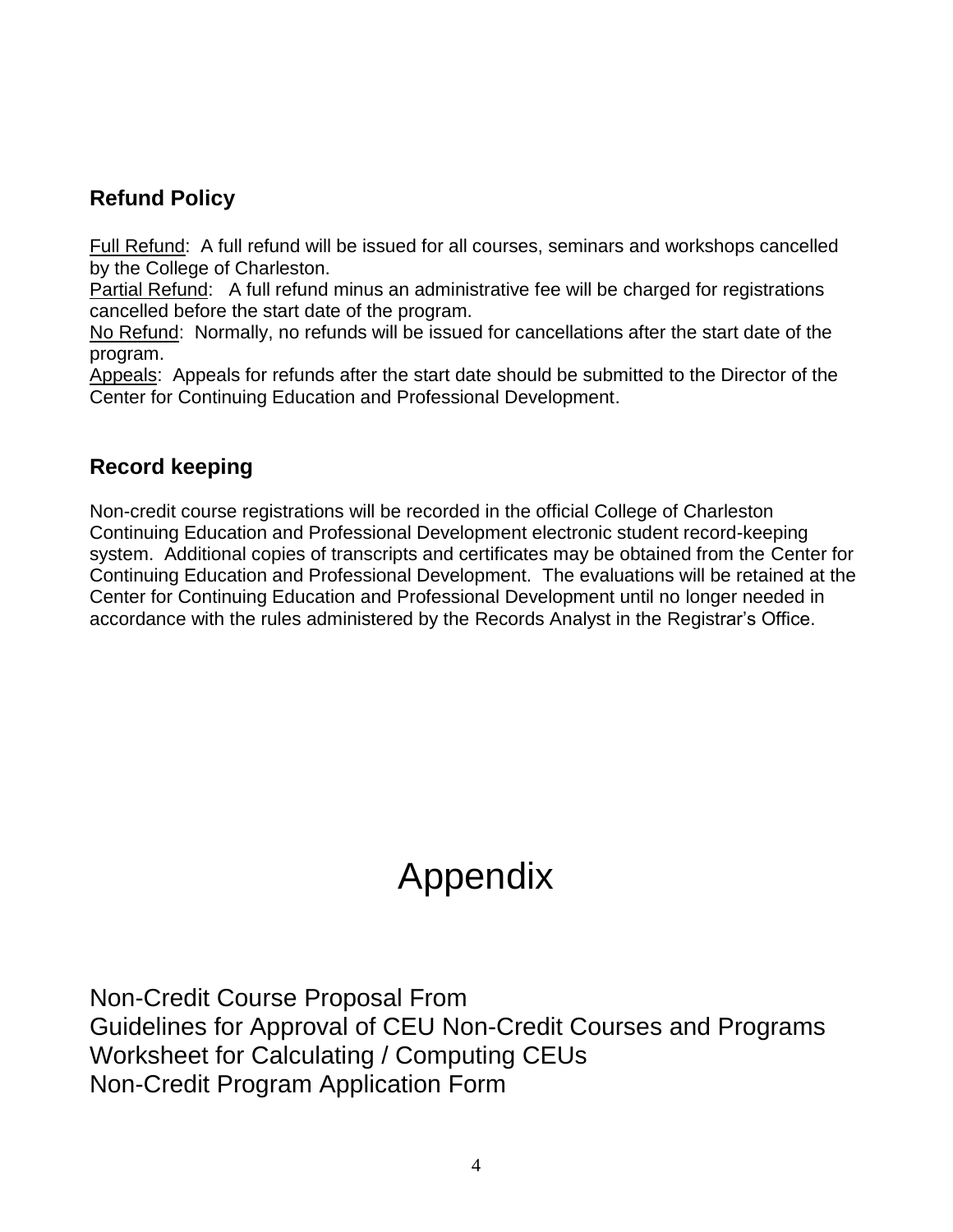## Refund Policy

Full Refund: A full refund will be issued for all courses, seminars and workshops cancelled by the College of Charleston.
Partial Refund: A full refund minus an administrative fee will be charged for registrations cancelled before the start date of the program.
No Refund: Normally, no refunds will be issued for cancellations after the start date of the program.
Appeals: Appeals for refunds after the start date should be submitted to the Director of the Center for Continuing Education and Professional Development.

## Record keeping

Non-credit course registrations will be recorded in the official College of Charleston Continuing Education and Professional Development electronic student record-keeping system. Additional copies of transcripts and certificates may be obtained from the Center for Continuing Education and Professional Development. The evaluations will be retained at the Center for Continuing Education and Professional Development until no longer needed in accordance with the rules administered by the Records Analyst in the Registrar's Office.

# Appendix

Non-Credit Course Proposal From
Guidelines for Approval of CEU Non-Credit Courses and Programs
Worksheet for Calculating / Computing CEUs
Non-Credit Program Application Form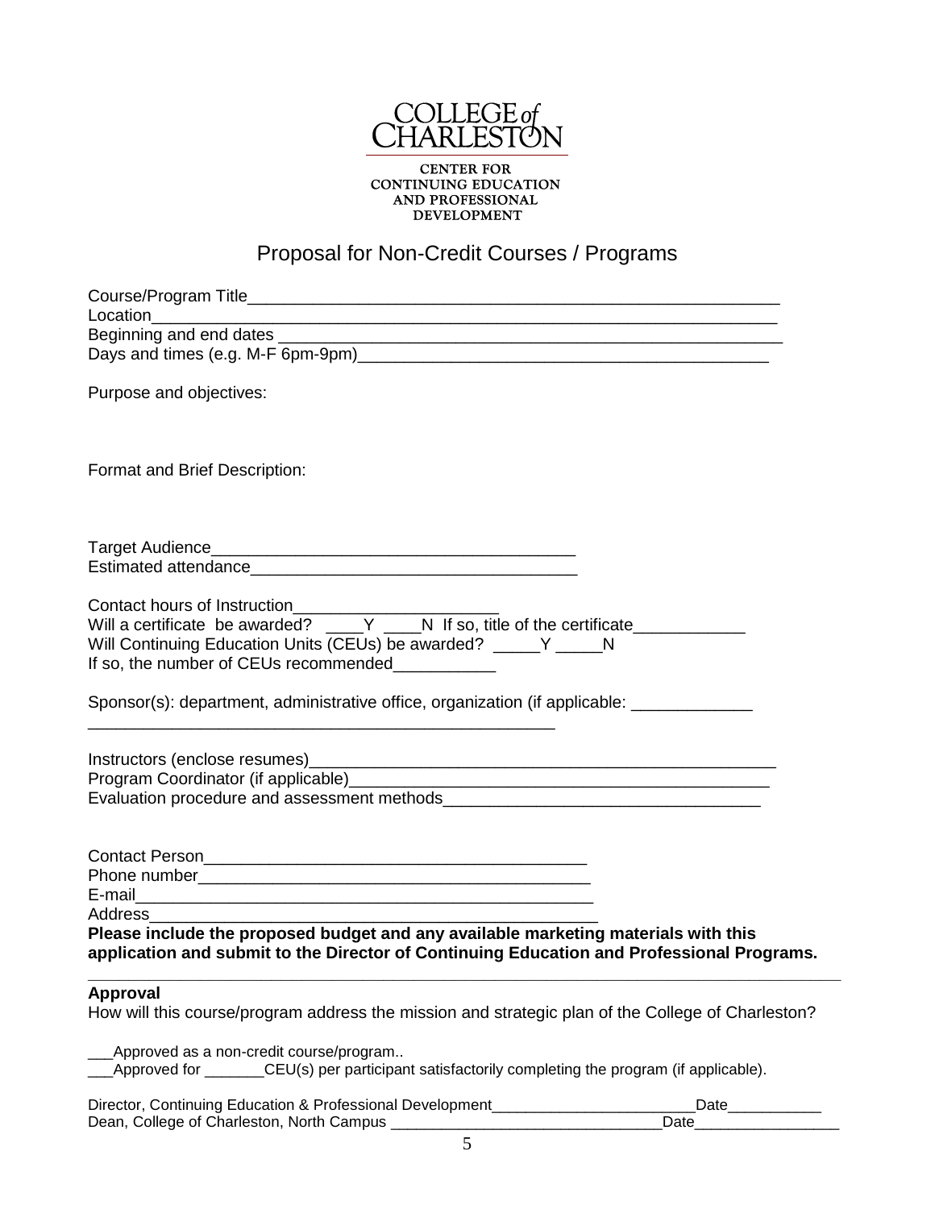COLLEGE of CHARLESTON

CENTER FOR CONTINUING EDUCATION AND PROFESSIONAL DEVELOPMENT

# Proposal for Non-Credit Courses / Programs

Course/Program Title___________________________________________________________
Location_______________________________________________________________________
Beginning and end dates ________________________________________________________
Days and times (e.g. M-F 6pm-9pm)_______________________________________________

Purpose and objectives:

Format and Brief Description:

Target Audience________________________________________
Estimated attendance____________________________________

Contact hours of Instruction______________________
Will a certificate be awarded? ____Y ____N If so, title of the certificate____________
Will Continuing Education Units (CEUs) be awarded? _____Y _____N
If so, the number of CEUs recommended___________

Sponsor(s): department, administrative office, organization (if applicable: _____________
____________________________________________________

Instructors (enclose resumes)_____________________________________________________
Program Coordinator (if applicable)________________________________________________
Evaluation procedure and assessment methods_________________________________

Contact Person_________________________________________
Phone number__________________________________________
E-mail_________________________________________________
Address_______________________________________________

**Please include the proposed budget and any available marketing materials with this application and submit to the Director of Continuing Education and Professional Programs.**

---

**Approval**

How will this course/program address the mission and strategic plan of the College of Charleston?

___Approved as a non-credit course/program..
___Approved for _______CEU(s) per participant satisfactorily completing the program (if applicable).

Director, Continuing Education & Professional Development________________________Date___________
Dean, College of Charleston, North Campus _______________________________Date_________________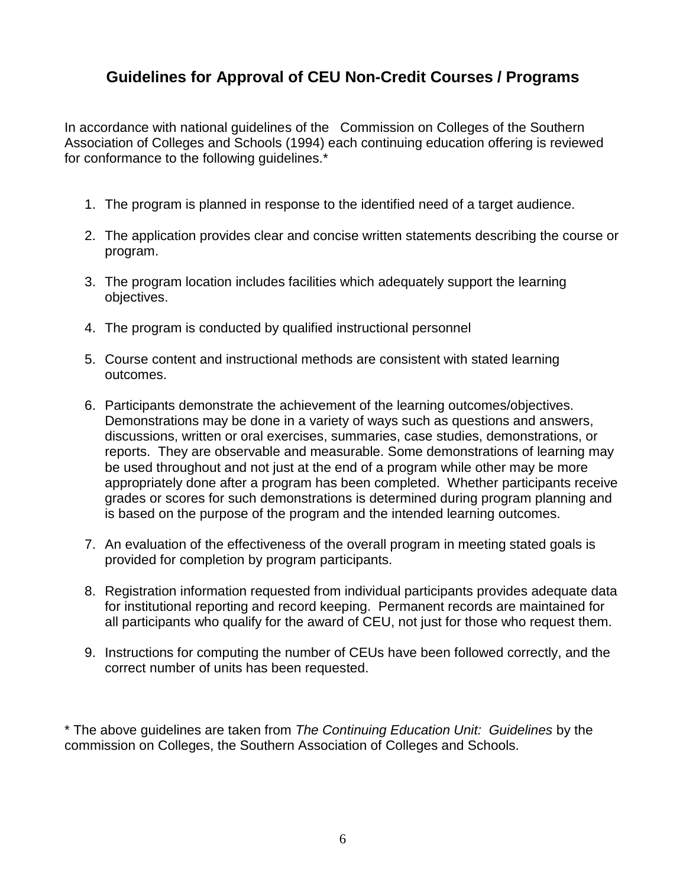## Guidelines for Approval of CEU Non-Credit Courses / Programs

In accordance with national guidelines of the Commission on Colleges of the Southern Association of Colleges and Schools (1994) each continuing education offering is reviewed for conformance to the following guidelines.*

1. The program is planned in response to the identified need of a target audience.

2. The application provides clear and concise written statements describing the course or program.

3. The program location includes facilities which adequately support the learning objectives.

4. The program is conducted by qualified instructional personnel

5. Course content and instructional methods are consistent with stated learning outcomes.

6. Participants demonstrate the achievement of the learning outcomes/objectives. Demonstrations may be done in a variety of ways such as questions and answers, discussions, written or oral exercises, summaries, case studies, demonstrations, or reports. They are observable and measurable. Some demonstrations of learning may be used throughout and not just at the end of a program while other may be more appropriately done after a program has been completed. Whether participants receive grades or scores for such demonstrations is determined during program planning and is based on the purpose of the program and the intended learning outcomes.

7. An evaluation of the effectiveness of the overall program in meeting stated goals is provided for completion by program participants.

8. Registration information requested from individual participants provides adequate data for institutional reporting and record keeping. Permanent records are maintained for all participants who qualify for the award of CEU, not just for those who request them.

9. Instructions for computing the number of CEUs have been followed correctly, and the correct number of units has been requested.

* The above guidelines are taken from *The Continuing Education Unit: Guidelines* by the commission on Colleges, the Southern Association of Colleges and Schools.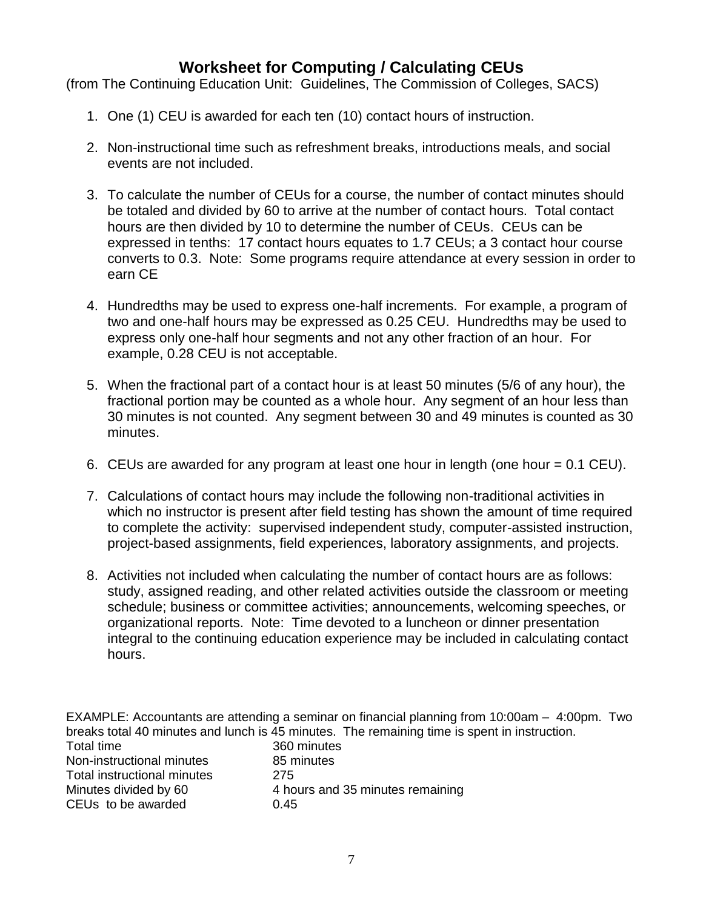## Worksheet for Computing / Calculating CEUs

(from The Continuing Education Unit: Guidelines, The Commission of Colleges, SACS)

1. One (1) CEU is awarded for each ten (10) contact hours of instruction.

2. Non-instructional time such as refreshment breaks, introductions meals, and social events are not included.

3. To calculate the number of CEUs for a course, the number of contact minutes should be totaled and divided by 60 to arrive at the number of contact hours. Total contact hours are then divided by 10 to determine the number of CEUs. CEUs can be expressed in tenths: 17 contact hours equates to 1.7 CEUs; a 3 contact hour course converts to 0.3. Note: Some programs require attendance at every session in order to earn CE

4. Hundredths may be used to express one-half increments. For example, a program of two and one-half hours may be expressed as 0.25 CEU. Hundredths may be used to express only one-half hour segments and not any other fraction of an hour. For example, 0.28 CEU is not acceptable.

5. When the fractional part of a contact hour is at least 50 minutes (5/6 of any hour), the fractional portion may be counted as a whole hour. Any segment of an hour less than 30 minutes is not counted. Any segment between 30 and 49 minutes is counted as 30 minutes.

6. CEUs are awarded for any program at least one hour in length (one hour = 0.1 CEU).

7. Calculations of contact hours may include the following non-traditional activities in which no instructor is present after field testing has shown the amount of time required to complete the activity: supervised independent study, computer-assisted instruction, project-based assignments, field experiences, laboratory assignments, and projects.

8. Activities not included when calculating the number of contact hours are as follows: study, assigned reading, and other related activities outside the classroom or meeting schedule; business or committee activities; announcements, welcoming speeches, or organizational reports. Note: Time devoted to a luncheon or dinner presentation integral to the continuing education experience may be included in calculating contact hours.

EXAMPLE: Accountants are attending a seminar on financial planning from 10:00am – 4:00pm. Two breaks total 40 minutes and lunch is 45 minutes. The remaining time is spent in instruction.

| | |
|---|---|
| Total time | 360 minutes |
| Non-instructional minutes | 85 minutes |
| Total instructional minutes | 275 |
| Minutes divided by 60 | 4 hours and 35 minutes remaining |
| CEUs to be awarded | 0.45 |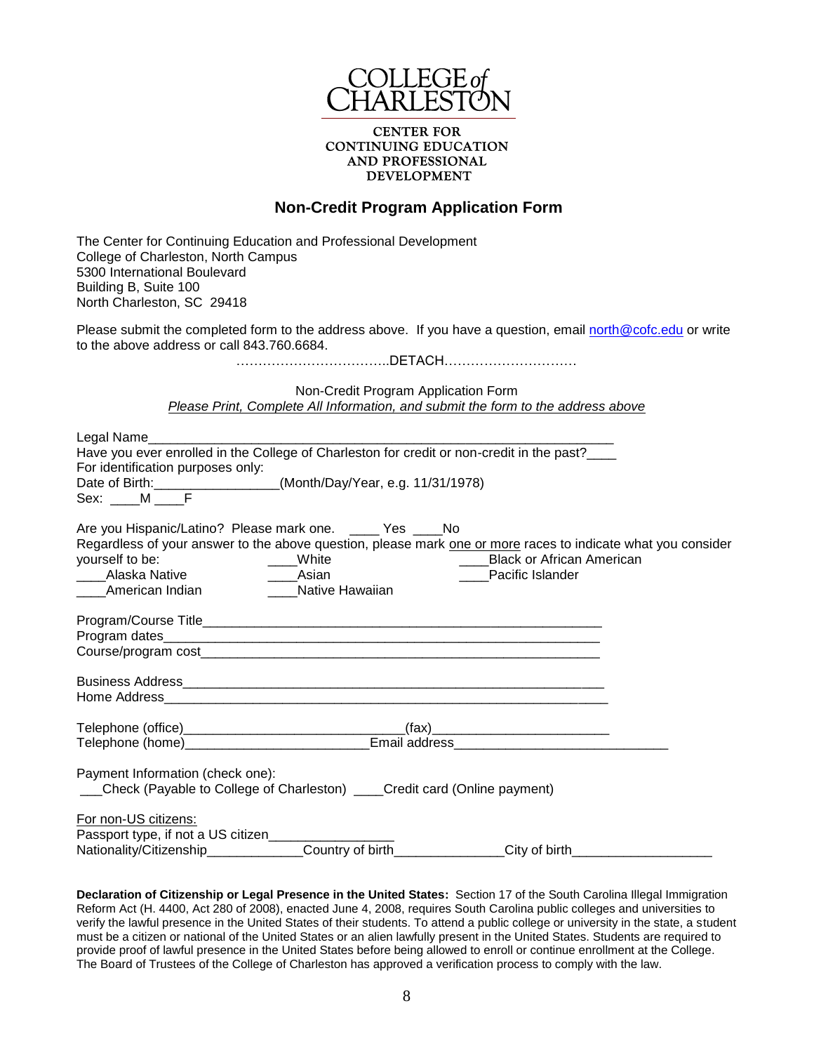COLLEGE of CHARLESTON

CENTER FOR CONTINUING EDUCATION AND PROFESSIONAL DEVELOPMENT

## Non-Credit Program Application Form

The Center for Continuing Education and Professional Development
College of Charleston, North Campus
5300 International Boulevard
Building B, Suite 100
North Charleston, SC 29418

Please submit the completed form to the address above. If you have a question, email north@cofc.edu or write to the above address or call 843.760.6684.

……………………………..DETACH…………………………

Non-Credit Program Application Form
*Please Print, Complete All Information, and submit the form to the address above*

Legal Name_______________________________________________________________
Have you ever enrolled in the College of Charleston for credit or non-credit in the past?____
For identification purposes only:
Date of Birth:________________(Month/Day/Year, e.g. 11/31/1978)
Sex: ____M ____F

Are you Hispanic/Latino? Please mark one. ____ Yes ____No
Regardless of your answer to the above question, please mark one or more races to indicate what you consider yourself to be:

____White
____Black or African American
____Alaska Native
____Asian
____Pacific Islander
____American Indian
____Native Hawaiian

Program/Course Title_______________________________________________________
Program dates____________________________________________________________
Course/program cost_______________________________________________________

Business Address__________________________________________________________
Home Address_____________________________________________________________

Telephone (office)_____________________________(fax)________________________
Telephone (home)________________________Email address____________________________

Payment Information (check one):
___Check (Payable to College of Charleston) ____Credit card (Online payment)

For non-US citizens:
Passport type, if not a US citizen________________
Nationality/Citizenship_____________Country of birth______________City of birth__________________

**Declaration of Citizenship or Legal Presence in the United States:** Section 17 of the South Carolina Illegal Immigration Reform Act (H. 4400, Act 280 of 2008), enacted June 4, 2008, requires South Carolina public colleges and universities to verify the lawful presence in the United States of their students. To attend a public college or university in the state, a student must be a citizen or national of the United States or an alien lawfully present in the United States. Students are required to provide proof of lawful presence in the United States before being allowed to enroll or continue enrollment at the College. The Board of Trustees of the College of Charleston has approved a verification process to comply with the law.